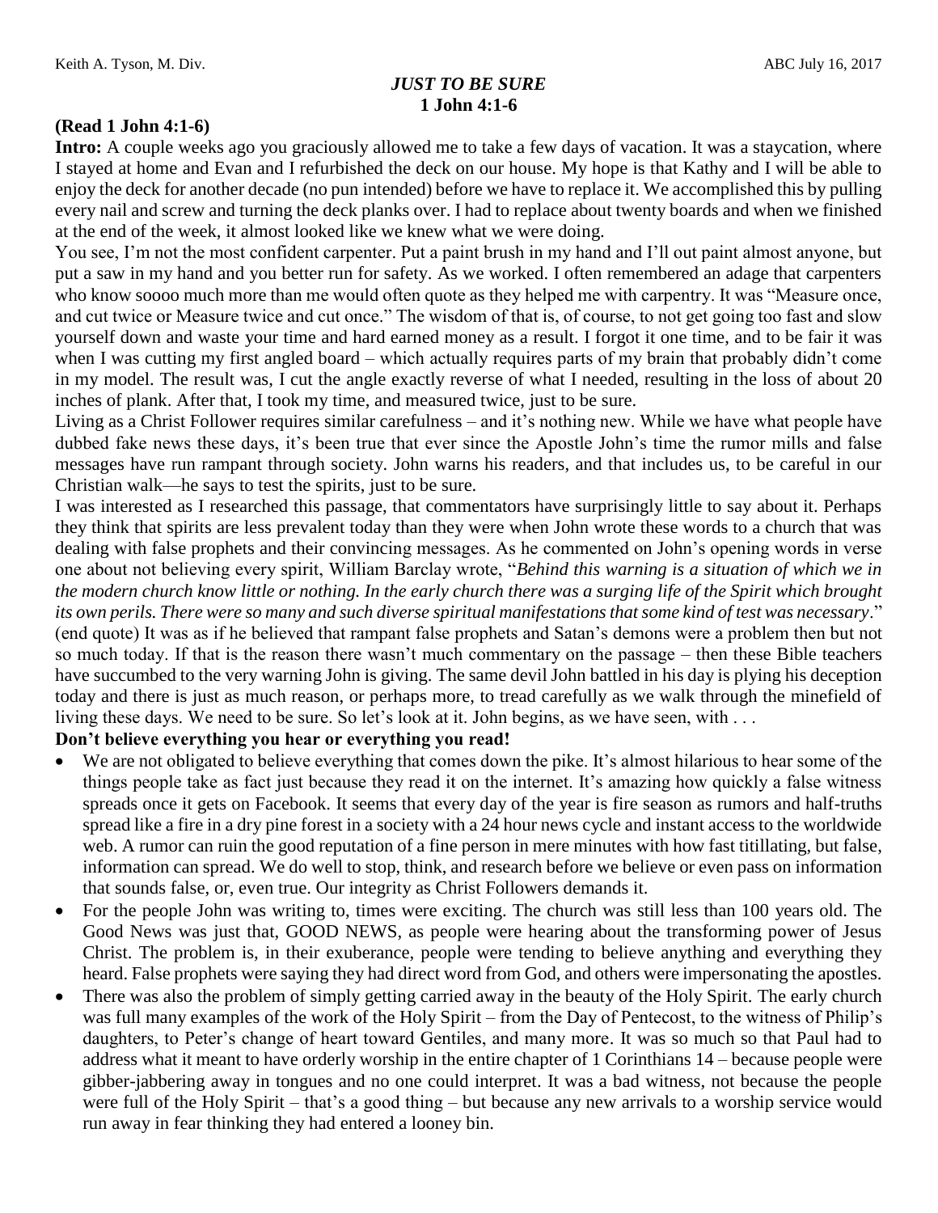Keith A. Tyson, M. Div. ABC July 16, 2017

# *JUST TO BE SURE*
## 1 John 4:1-6

**(Read 1 John 4:1-6)**

**Intro:** A couple weeks ago you graciously allowed me to take a few days of vacation. It was a staycation, where I stayed at home and Evan and I refurbished the deck on our house. My hope is that Kathy and I will be able to enjoy the deck for another decade (no pun intended) before we have to replace it. We accomplished this by pulling every nail and screw and turning the deck planks over. I had to replace about twenty boards and when we finished at the end of the week, it almost looked like we knew what we were doing.

You see, I'm not the most confident carpenter. Put a paint brush in my hand and I'll out paint almost anyone, but put a saw in my hand and you better run for safety. As we worked. I often remembered an adage that carpenters who know soooo much more than me would often quote as they helped me with carpentry. It was "Measure once, and cut twice or Measure twice and cut once." The wisdom of that is, of course, to not get going too fast and slow yourself down and waste your time and hard earned money as a result. I forgot it one time, and to be fair it was when I was cutting my first angled board – which actually requires parts of my brain that probably didn't come in my model. The result was, I cut the angle exactly reverse of what I needed, resulting in the loss of about 20 inches of plank. After that, I took my time, and measured twice, just to be sure.

Living as a Christ Follower requires similar carefulness – and it's nothing new. While we have what people have dubbed fake news these days, it's been true that ever since the Apostle John's time the rumor mills and false messages have run rampant through society. John warns his readers, and that includes us, to be careful in our Christian walk—he says to test the spirits, just to be sure.

I was interested as I researched this passage, that commentators have surprisingly little to say about it. Perhaps they think that spirits are less prevalent today than they were when John wrote these words to a church that was dealing with false prophets and their convincing messages. As he commented on John's opening words in verse one about not believing every spirit, William Barclay wrote, "*Behind this warning is a situation of which we in the modern church know little or nothing. In the early church there was a surging life of the Spirit which brought its own perils. There were so many and such diverse spiritual manifestations that some kind of test was necessary*." (end quote) It was as if he believed that rampant false prophets and Satan's demons were a problem then but not so much today. If that is the reason there wasn't much commentary on the passage – then these Bible teachers have succumbed to the very warning John is giving. The same devil John battled in his day is plying his deception today and there is just as much reason, or perhaps more, to tread carefully as we walk through the minefield of living these days. We need to be sure. So let's look at it. John begins, as we have seen, with . . .

**Don't believe everything you hear or everything you read!**

- We are not obligated to believe everything that comes down the pike. It's almost hilarious to hear some of the things people take as fact just because they read it on the internet. It's amazing how quickly a false witness spreads once it gets on Facebook. It seems that every day of the year is fire season as rumors and half-truths spread like a fire in a dry pine forest in a society with a 24 hour news cycle and instant access to the worldwide web. A rumor can ruin the good reputation of a fine person in mere minutes with how fast titillating, but false, information can spread. We do well to stop, think, and research before we believe or even pass on information that sounds false, or, even true. Our integrity as Christ Followers demands it.
- For the people John was writing to, times were exciting. The church was still less than 100 years old. The Good News was just that, GOOD NEWS, as people were hearing about the transforming power of Jesus Christ. The problem is, in their exuberance, people were tending to believe anything and everything they heard. False prophets were saying they had direct word from God, and others were impersonating the apostles.
- There was also the problem of simply getting carried away in the beauty of the Holy Spirit. The early church was full many examples of the work of the Holy Spirit – from the Day of Pentecost, to the witness of Philip's daughters, to Peter's change of heart toward Gentiles, and many more. It was so much so that Paul had to address what it meant to have orderly worship in the entire chapter of 1 Corinthians 14 – because people were gibber-jabbering away in tongues and no one could interpret. It was a bad witness, not because the people were full of the Holy Spirit – that's a good thing – but because any new arrivals to a worship service would run away in fear thinking they had entered a looney bin.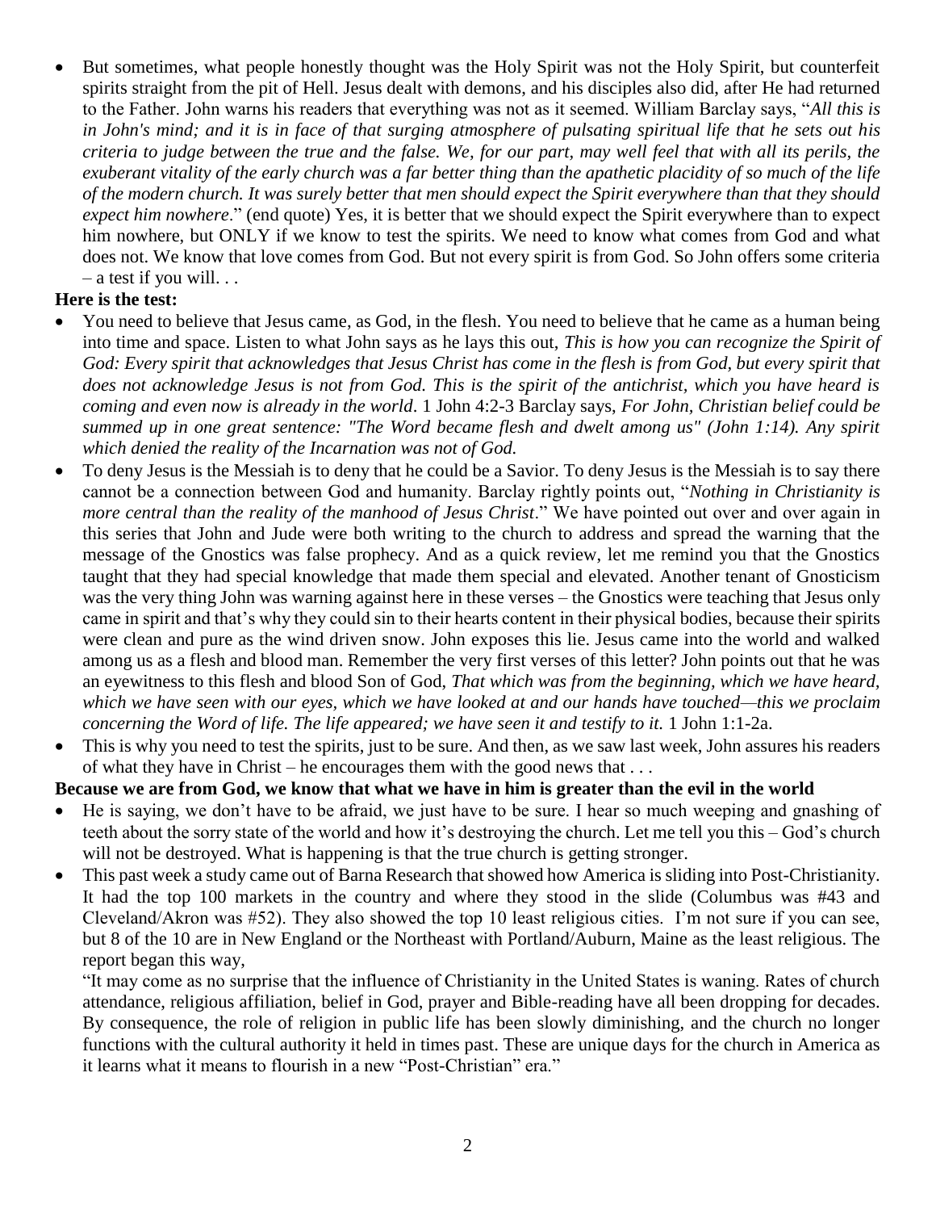- But sometimes, what people honestly thought was the Holy Spirit was not the Holy Spirit, but counterfeit spirits straight from the pit of Hell. Jesus dealt with demons, and his disciples also did, after He had returned to the Father. John warns his readers that everything was not as it seemed. William Barclay says, "*All this is in John's mind; and it is in face of that surging atmosphere of pulsating spiritual life that he sets out his criteria to judge between the true and the false. We, for our part, may well feel that with all its perils, the exuberant vitality of the early church was a far better thing than the apathetic placidity of so much of the life of the modern church. It was surely better that men should expect the Spirit everywhere than that they should expect him nowhere*." (end quote) Yes, it is better that we should expect the Spirit everywhere than to expect him nowhere, but ONLY if we know to test the spirits. We need to know what comes from God and what does not. We know that love comes from God. But not every spirit is from God. So John offers some criteria – a test if you will. . .

**Here is the test:**

- You need to believe that Jesus came, as God, in the flesh. You need to believe that he came as a human being into time and space. Listen to what John says as he lays this out, *This is how you can recognize the Spirit of God: Every spirit that acknowledges that Jesus Christ has come in the flesh is from God, but every spirit that does not acknowledge Jesus is not from God. This is the spirit of the antichrist, which you have heard is coming and even now is already in the world*. 1 John 4:2-3 Barclay says, *For John, Christian belief could be summed up in one great sentence: "The Word became flesh and dwelt among us" (John 1:14). Any spirit which denied the reality of the Incarnation was not of God.*
- To deny Jesus is the Messiah is to deny that he could be a Savior. To deny Jesus is the Messiah is to say there cannot be a connection between God and humanity. Barclay rightly points out, "*Nothing in Christianity is more central than the reality of the manhood of Jesus Christ*." We have pointed out over and over again in this series that John and Jude were both writing to the church to address and spread the warning that the message of the Gnostics was false prophecy. And as a quick review, let me remind you that the Gnostics taught that they had special knowledge that made them special and elevated. Another tenant of Gnosticism was the very thing John was warning against here in these verses – the Gnostics were teaching that Jesus only came in spirit and that's why they could sin to their hearts content in their physical bodies, because their spirits were clean and pure as the wind driven snow. John exposes this lie. Jesus came into the world and walked among us as a flesh and blood man. Remember the very first verses of this letter? John points out that he was an eyewitness to this flesh and blood Son of God, *That which was from the beginning, which we have heard, which we have seen with our eyes, which we have looked at and our hands have touched—this we proclaim concerning the Word of life. The life appeared; we have seen it and testify to it.* 1 John 1:1-2a.
- This is why you need to test the spirits, just to be sure. And then, as we saw last week, John assures his readers of what they have in Christ – he encourages them with the good news that . . .

**Because we are from God, we know that what we have in him is greater than the evil in the world**

- He is saying, we don't have to be afraid, we just have to be sure. I hear so much weeping and gnashing of teeth about the sorry state of the world and how it's destroying the church. Let me tell you this – God's church will not be destroyed. What is happening is that the true church is getting stronger.
- This past week a study came out of Barna Research that showed how America is sliding into Post-Christianity. It had the top 100 markets in the country and where they stood in the slide (Columbus was #43 and Cleveland/Akron was #52). They also showed the top 10 least religious cities. I'm not sure if you can see, but 8 of the 10 are in New England or the Northeast with Portland/Auburn, Maine as the least religious. The report began this way,

  "It may come as no surprise that the influence of Christianity in the United States is waning. Rates of church attendance, religious affiliation, belief in God, prayer and Bible-reading have all been dropping for decades. By consequence, the role of religion in public life has been slowly diminishing, and the church no longer functions with the cultural authority it held in times past. These are unique days for the church in America as it learns what it means to flourish in a new "Post-Christian" era."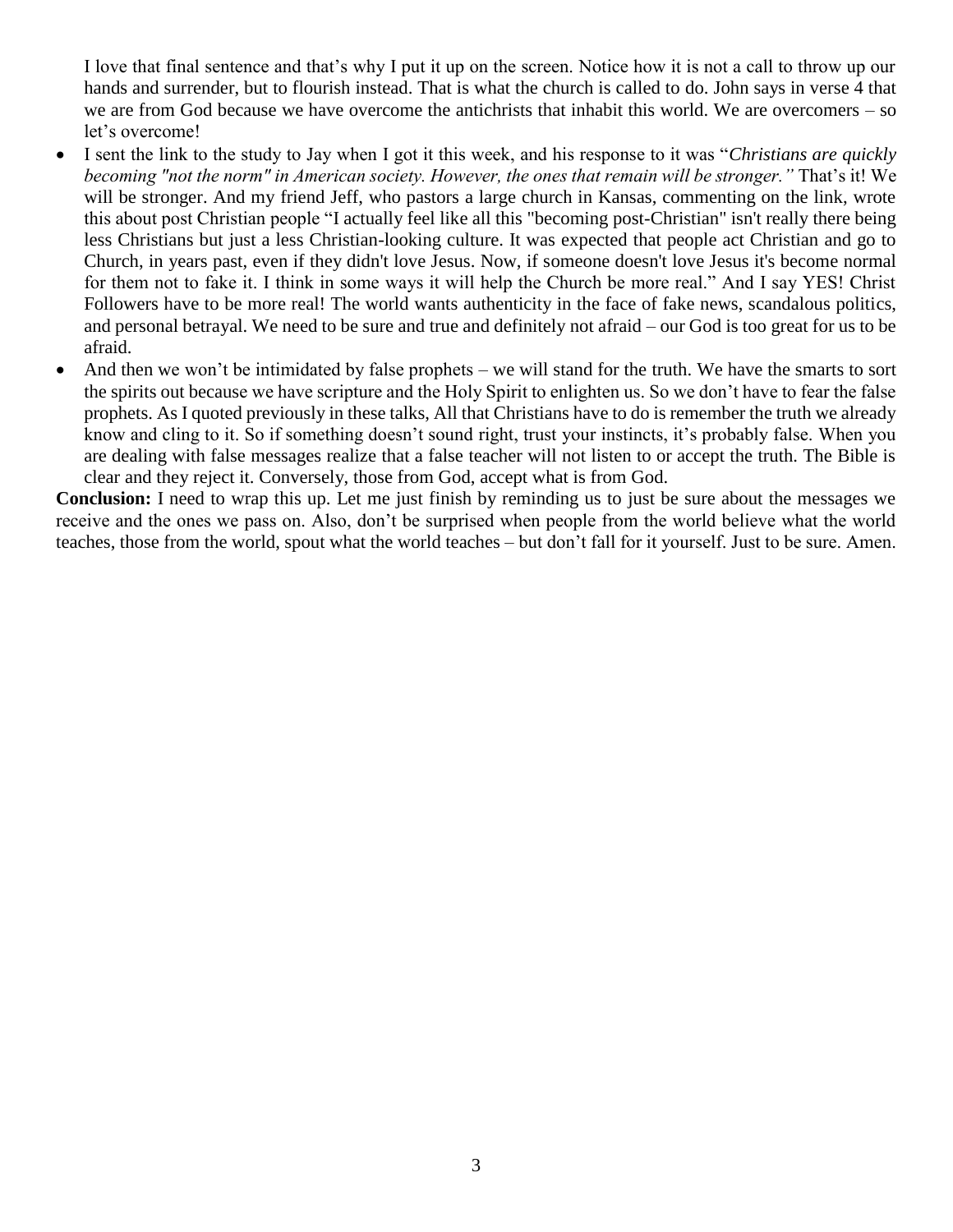I love that final sentence and that's why I put it up on the screen. Notice how it is not a call to throw up our hands and surrender, but to flourish instead. That is what the church is called to do. John says in verse 4 that we are from God because we have overcome the antichrists that inhabit this world. We are overcomers – so let's overcome!

- I sent the link to the study to Jay when I got it this week, and his response to it was "*Christians are quickly becoming "not the norm" in American society. However, the ones that remain will be stronger."* That's it! We will be stronger. And my friend Jeff, who pastors a large church in Kansas, commenting on the link, wrote this about post Christian people "I actually feel like all this "becoming post-Christian" isn't really there being less Christians but just a less Christian-looking culture. It was expected that people act Christian and go to Church, in years past, even if they didn't love Jesus. Now, if someone doesn't love Jesus it's become normal for them not to fake it. I think in some ways it will help the Church be more real." And I say YES! Christ Followers have to be more real! The world wants authenticity in the face of fake news, scandalous politics, and personal betrayal. We need to be sure and true and definitely not afraid – our God is too great for us to be afraid.
- And then we won't be intimidated by false prophets – we will stand for the truth. We have the smarts to sort the spirits out because we have scripture and the Holy Spirit to enlighten us. So we don't have to fear the false prophets. As I quoted previously in these talks, All that Christians have to do is remember the truth we already know and cling to it. So if something doesn't sound right, trust your instincts, it's probably false. When you are dealing with false messages realize that a false teacher will not listen to or accept the truth. The Bible is clear and they reject it. Conversely, those from God, accept what is from God.

**Conclusion:** I need to wrap this up. Let me just finish by reminding us to just be sure about the messages we receive and the ones we pass on. Also, don't be surprised when people from the world believe what the world teaches, those from the world, spout what the world teaches – but don't fall for it yourself. Just to be sure. Amen.